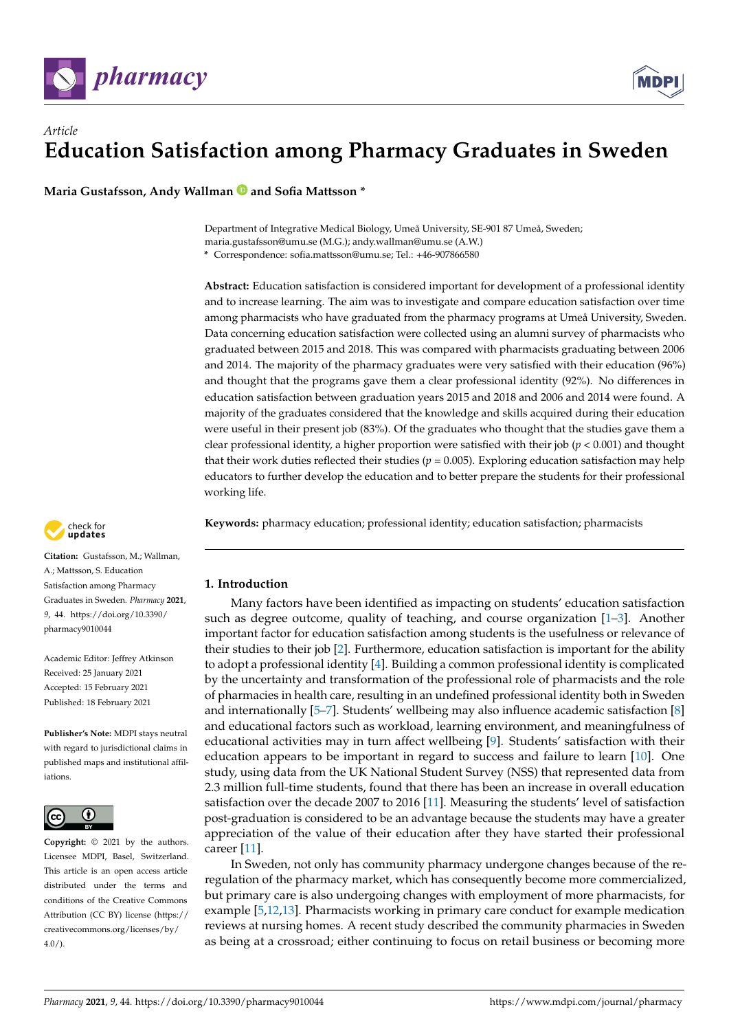*Article*

# Education Satisfaction among Pharmacy Graduates in Sweden

**Maria Gustafsson, Andy Wallman and Sofia Mattsson ***

Department of Integrative Medical Biology, Umeå University, SE-901 87 Umeå, Sweden; maria.gustafsson@umu.se (M.G.); andy.wallman@umu.se (A.W.)
* Correspondence: sofia.mattsson@umu.se; Tel.: +46-907866580

**Abstract:** Education satisfaction is considered important for development of a professional identity and to increase learning. The aim was to investigate and compare education satisfaction over time among pharmacists who have graduated from the pharmacy programs at Umeå University, Sweden. Data concerning education satisfaction were collected using an alumni survey of pharmacists who graduated between 2015 and 2018. This was compared with pharmacists graduating between 2006 and 2014. The majority of the pharmacy graduates were very satisfied with their education (96%) and thought that the programs gave them a clear professional identity (92%). No differences in education satisfaction between graduation years 2015 and 2018 and 2006 and 2014 were found. A majority of the graduates considered that the knowledge and skills acquired during their education were useful in their present job (83%). Of the graduates who thought that the studies gave them a clear professional identity, a higher proportion were satisfied with their job ($p < 0.001$) and thought that their work duties reflected their studies ($p = 0.005$). Exploring education satisfaction may help educators to further develop the education and to better prepare the students for their professional working life.

**Keywords:** pharmacy education; professional identity; education satisfaction; pharmacists

**Citation:** Gustafsson, M.; Wallman, A.; Mattsson, S. Education Satisfaction among Pharmacy Graduates in Sweden. *Pharmacy* **2021**, *9*, 44. https://doi.org/10.3390/pharmacy9010044

Academic Editor: Jeffrey Atkinson

Received: 25 January 2021
Accepted: 15 February 2021
Published: 18 February 2021

**Publisher's Note:** MDPI stays neutral with regard to jurisdictional claims in published maps and institutional affiliations.

**Copyright:** © 2021 by the authors. Licensee MDPI, Basel, Switzerland. This article is an open access article distributed under the terms and conditions of the Creative Commons Attribution (CC BY) license (https://creativecommons.org/licenses/by/4.0/).

## 1. Introduction

Many factors have been identified as impacting on students' education satisfaction such as degree outcome, quality of teaching, and course organization [1–3]. Another important factor for education satisfaction among students is the usefulness or relevance of their studies to their job [2]. Furthermore, education satisfaction is important for the ability to adopt a professional identity [4]. Building a common professional identity is complicated by the uncertainty and transformation of the professional role of pharmacists and the role of pharmacies in health care, resulting in an undefined professional identity both in Sweden and internationally [5–7]. Students' wellbeing may also influence academic satisfaction [8] and educational factors such as workload, learning environment, and meaningfulness of educational activities may in turn affect wellbeing [9]. Students' satisfaction with their education appears to be important in regard to success and failure to learn [10]. One study, using data from the UK National Student Survey (NSS) that represented data from 2.3 million full-time students, found that there has been an increase in overall education satisfaction over the decade 2007 to 2016 [11]. Measuring the students' level of satisfaction post-graduation is considered to be an advantage because the students may have a greater appreciation of the value of their education after they have started their professional career [11].

In Sweden, not only has community pharmacy undergone changes because of the re-regulation of the pharmacy market, which has consequently become more commercialized, but primary care is also undergoing changes with employment of more pharmacists, for example [5,12,13]. Pharmacists working in primary care conduct for example medication reviews at nursing homes. A recent study described the community pharmacies in Sweden as being at a crossroad; either continuing to focus on retail business or becoming more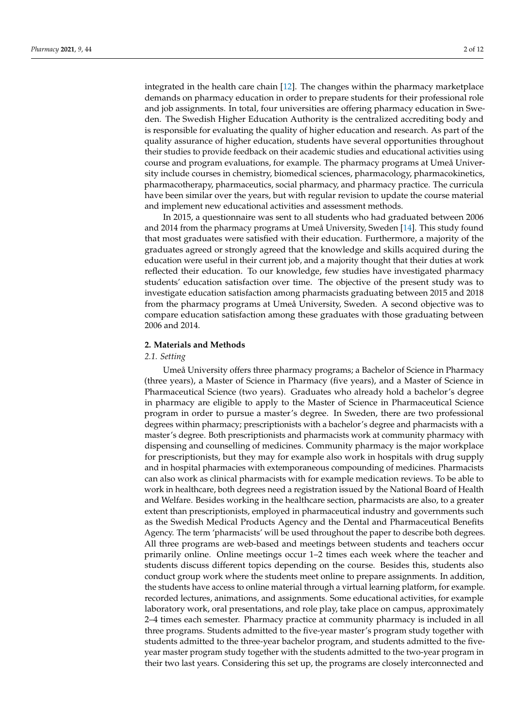integrated in the health care chain [12]. The changes within the pharmacy marketplace demands on pharmacy education in order to prepare students for their professional role and job assignments. In total, four universities are offering pharmacy education in Sweden. The Swedish Higher Education Authority is the centralized accrediting body and is responsible for evaluating the quality of higher education and research. As part of the quality assurance of higher education, students have several opportunities throughout their studies to provide feedback on their academic studies and educational activities using course and program evaluations, for example. The pharmacy programs at Umeå University include courses in chemistry, biomedical sciences, pharmacology, pharmacokinetics, pharmacotherapy, pharmaceutics, social pharmacy, and pharmacy practice. The curricula have been similar over the years, but with regular revision to update the course material and implement new educational activities and assessment methods.

In 2015, a questionnaire was sent to all students who had graduated between 2006 and 2014 from the pharmacy programs at Umeå University, Sweden [14]. This study found that most graduates were satisfied with their education. Furthermore, a majority of the graduates agreed or strongly agreed that the knowledge and skills acquired during the education were useful in their current job, and a majority thought that their duties at work reflected their education. To our knowledge, few studies have investigated pharmacy students' education satisfaction over time. The objective of the present study was to investigate education satisfaction among pharmacists graduating between 2015 and 2018 from the pharmacy programs at Umeå University, Sweden. A second objective was to compare education satisfaction among these graduates with those graduating between 2006 and 2014.

## 2. Materials and Methods

### *2.1. Setting*

Umeå University offers three pharmacy programs; a Bachelor of Science in Pharmacy (three years), a Master of Science in Pharmacy (five years), and a Master of Science in Pharmaceutical Science (two years). Graduates who already hold a bachelor's degree in pharmacy are eligible to apply to the Master of Science in Pharmaceutical Science program in order to pursue a master's degree. In Sweden, there are two professional degrees within pharmacy; prescriptionists with a bachelor's degree and pharmacists with a master's degree. Both prescriptionists and pharmacists work at community pharmacy with dispensing and counselling of medicines. Community pharmacy is the major workplace for prescriptionists, but they may for example also work in hospitals with drug supply and in hospital pharmacies with extemporaneous compounding of medicines. Pharmacists can also work as clinical pharmacists with for example medication reviews. To be able to work in healthcare, both degrees need a registration issued by the National Board of Health and Welfare. Besides working in the healthcare section, pharmacists are also, to a greater extent than prescriptionists, employed in pharmaceutical industry and governments such as the Swedish Medical Products Agency and the Dental and Pharmaceutical Benefits Agency. The term 'pharmacists' will be used throughout the paper to describe both degrees. All three programs are web-based and meetings between students and teachers occur primarily online. Online meetings occur 1–2 times each week where the teacher and students discuss different topics depending on the course. Besides this, students also conduct group work where the students meet online to prepare assignments. In addition, the students have access to online material through a virtual learning platform, for example. recorded lectures, animations, and assignments. Some educational activities, for example laboratory work, oral presentations, and role play, take place on campus, approximately 2–4 times each semester. Pharmacy practice at community pharmacy is included in all three programs. Students admitted to the five-year master's program study together with students admitted to the three-year bachelor program, and students admitted to the five-year master program study together with the students admitted to the two-year program in their two last years. Considering this set up, the programs are closely interconnected and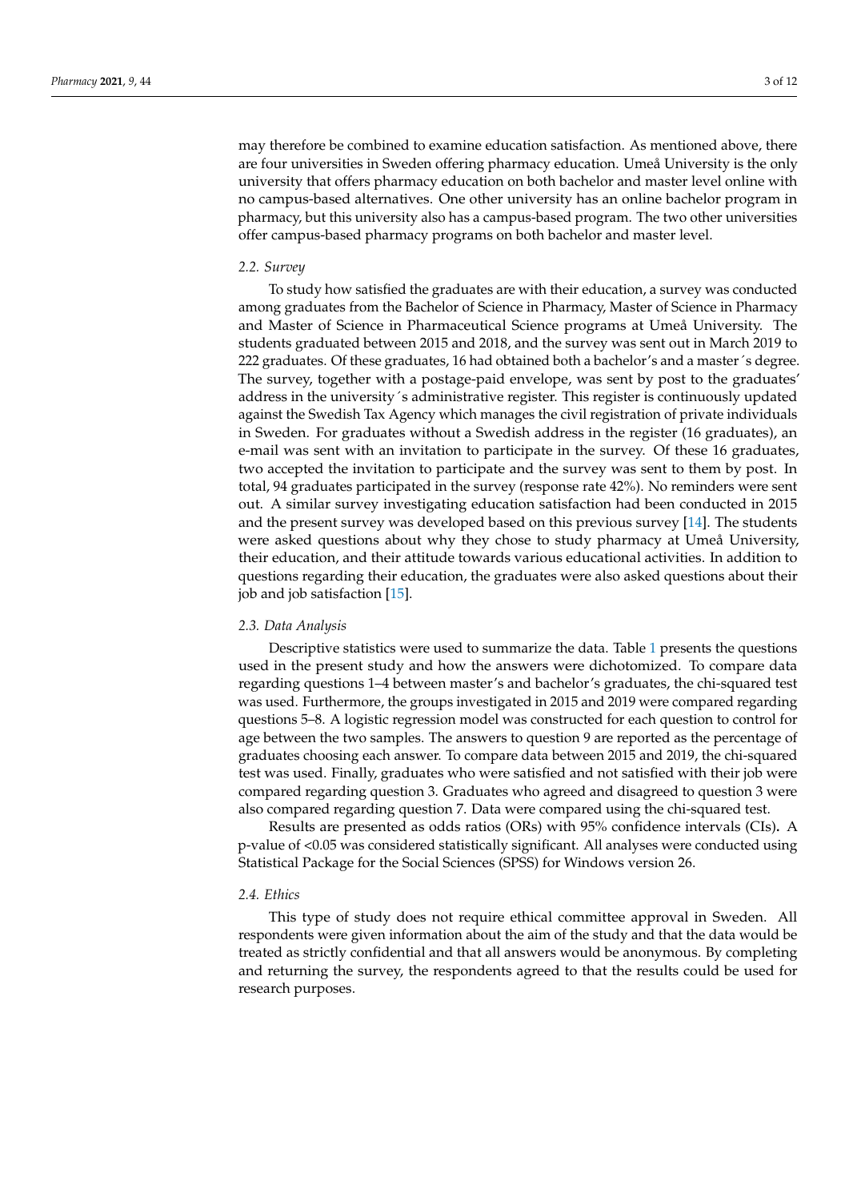may therefore be combined to examine education satisfaction. As mentioned above, there are four universities in Sweden offering pharmacy education. Umeå University is the only university that offers pharmacy education on both bachelor and master level online with no campus-based alternatives. One other university has an online bachelor program in pharmacy, but this university also has a campus-based program. The two other universities offer campus-based pharmacy programs on both bachelor and master level.

### 2.2. Survey

To study how satisfied the graduates are with their education, a survey was conducted among graduates from the Bachelor of Science in Pharmacy, Master of Science in Pharmacy and Master of Science in Pharmaceutical Science programs at Umeå University. The students graduated between 2015 and 2018, and the survey was sent out in March 2019 to 222 graduates. Of these graduates, 16 had obtained both a bachelor's and a master´s degree. The survey, together with a postage-paid envelope, was sent by post to the graduates' address in the university´s administrative register. This register is continuously updated against the Swedish Tax Agency which manages the civil registration of private individuals in Sweden. For graduates without a Swedish address in the register (16 graduates), an e-mail was sent with an invitation to participate in the survey. Of these 16 graduates, two accepted the invitation to participate and the survey was sent to them by post. In total, 94 graduates participated in the survey (response rate 42%). No reminders were sent out. A similar survey investigating education satisfaction had been conducted in 2015 and the present survey was developed based on this previous survey [14]. The students were asked questions about why they chose to study pharmacy at Umeå University, their education, and their attitude towards various educational activities. In addition to questions regarding their education, the graduates were also asked questions about their job and job satisfaction [15].

### 2.3. Data Analysis

Descriptive statistics were used to summarize the data. Table 1 presents the questions used in the present study and how the answers were dichotomized. To compare data regarding questions 1–4 between master's and bachelor's graduates, the chi-squared test was used. Furthermore, the groups investigated in 2015 and 2019 were compared regarding questions 5–8. A logistic regression model was constructed for each question to control for age between the two samples. The answers to question 9 are reported as the percentage of graduates choosing each answer. To compare data between 2015 and 2019, the chi-squared test was used. Finally, graduates who were satisfied and not satisfied with their job were compared regarding question 3. Graduates who agreed and disagreed to question 3 were also compared regarding question 7. Data were compared using the chi-squared test.

Results are presented as odds ratios (ORs) with 95% confidence intervals (CIs). A p-value of <0.05 was considered statistically significant. All analyses were conducted using Statistical Package for the Social Sciences (SPSS) for Windows version 26.

### 2.4. Ethics

This type of study does not require ethical committee approval in Sweden. All respondents were given information about the aim of the study and that the data would be treated as strictly confidential and that all answers would be anonymous. By completing and returning the survey, the respondents agreed to that the results could be used for research purposes.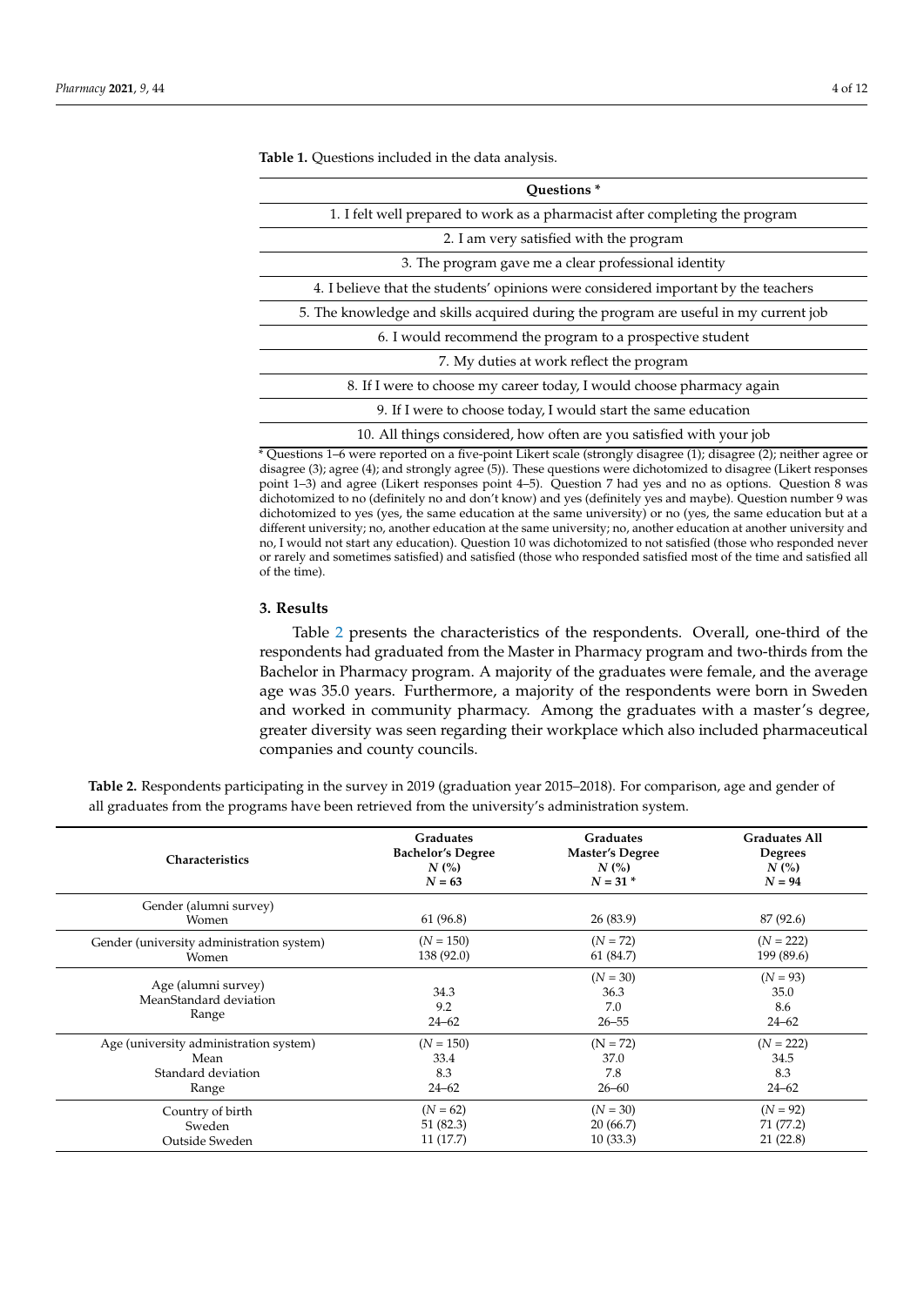**Table 1.** Questions included in the data analysis.

| Questions * |
| --- |
| 1. I felt well prepared to work as a pharmacist after completing the program |
| 2. I am very satisfied with the program |
| 3. The program gave me a clear professional identity |
| 4. I believe that the students' opinions were considered important by the teachers |
| 5. The knowledge and skills acquired during the program are useful in my current job |
| 6. I would recommend the program to a prospective student |
| 7. My duties at work reflect the program |
| 8. If I were to choose my career today, I would choose pharmacy again |
| 9. If I were to choose today, I would start the same education |
| 10. All things considered, how often are you satisfied with your job |

* Questions 1–6 were reported on a five-point Likert scale (strongly disagree (1); disagree (2); neither agree or disagree (3); agree (4); and strongly agree (5)). These questions were dichotomized to disagree (Likert responses point 1–3) and agree (Likert responses point 4–5). Question 7 had yes and no as options. Question 8 was dichotomized to no (definitely no and don't know) and yes (definitely yes and maybe). Question number 9 was dichotomized to yes (yes, the same education at the same university) or no (yes, the same education but at a different university; no, another education at the same university; no, another education at another university and no, I would not start any education). Question 10 was dichotomized to not satisfied (those who responded never or rarely and sometimes satisfied) and satisfied (those who responded satisfied most of the time and satisfied all of the time).

## 3. Results

Table 2 presents the characteristics of the respondents. Overall, one-third of the respondents had graduated from the Master in Pharmacy program and two-thirds from the Bachelor in Pharmacy program. A majority of the graduates were female, and the average age was 35.0 years. Furthermore, a majority of the respondents were born in Sweden and worked in community pharmacy. Among the graduates with a master's degree, greater diversity was seen regarding their workplace which also included pharmaceutical companies and county councils.

**Table 2.** Respondents participating in the survey in 2019 (graduation year 2015–2018). For comparison, age and gender of all graduates from the programs have been retrieved from the university's administration system.

| Characteristics | Graduates Bachelor's Degree *N* (%) *N* = 63 | Graduates Master's Degree *N* (%) *N* = 31 * | Graduates All Degrees *N* (%) *N* = 94 |
| --- | --- | --- | --- |
| Gender (alumni survey) | | | |
| Women | 61 (96.8) | 26 (83.9) | 87 (92.6) |
| Gender (university administration system) | (*N* = 150) | (*N* = 72) | (*N* = 222) |
| Women | 138 (92.0) | 61 (84.7) | 199 (89.6) |
| Age (alumni survey) | | (*N* = 30) | (*N* = 93) |
| MeanStandard deviation | 34.3 | 36.3 | 35.0 |
| | 9.2 | 7.0 | 8.6 |
| Range | 24–62 | 26–55 | 24–62 |
| Age (university administration system) | (*N* = 150) | (N = 72) | (*N* = 222) |
| Mean | 33.4 | 37.0 | 34.5 |
| Standard deviation | 8.3 | 7.8 | 8.3 |
| Range | 24–62 | 26–60 | 24–62 |
| Country of birth | (*N* = 62) | (*N* = 30) | (*N* = 92) |
| Sweden | 51 (82.3) | 20 (66.7) | 71 (77.2) |
| Outside Sweden | 11 (17.7) | 10 (33.3) | 21 (22.8) |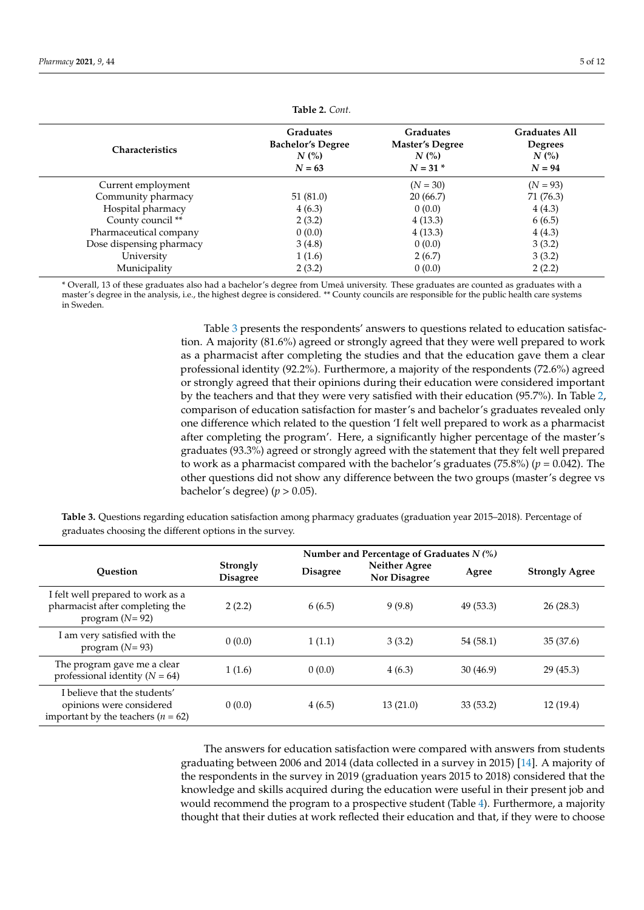**Table 2.** *Cont.*

| Characteristics | Graduates Bachelor's Degree *N* (%) *N* = 63 | Graduates Master's Degree *N* (%) *N* = 31 * | Graduates All Degrees *N* (%) *N* = 94 |
|---|---|---|---|
| Current employment | | (*N* = 30) | (*N* = 93) |
| Community pharmacy | 51 (81.0) | 20 (66.7) | 71 (76.3) |
| Hospital pharmacy | 4 (6.3) | 0 (0.0) | 4 (4.3) |
| County council ** | 2 (3.2) | 4 (13.3) | 6 (6.5) |
| Pharmaceutical company | 0 (0.0) | 4 (13.3) | 4 (4.3) |
| Dose dispensing pharmacy | 3 (4.8) | 0 (0.0) | 3 (3.2) |
| University | 1 (1.6) | 2 (6.7) | 3 (3.2) |
| Municipality | 2 (3.2) | 0 (0.0) | 2 (2.2) |

* Overall, 13 of these graduates also had a bachelor's degree from Umeå university. These graduates are counted as graduates with a master's degree in the analysis, i.e., the highest degree is considered. ** County councils are responsible for the public health care systems in Sweden.

Table 3 presents the respondents' answers to questions related to education satisfaction. A majority (81.6%) agreed or strongly agreed that they were well prepared to work as a pharmacist after completing the studies and that the education gave them a clear professional identity (92.2%). Furthermore, a majority of the respondents (72.6%) agreed or strongly agreed that their opinions during their education were considered important by the teachers and that they were very satisfied with their education (95.7%). In Table 2, comparison of education satisfaction for master's and bachelor's graduates revealed only one difference which related to the question 'I felt well prepared to work as a pharmacist after completing the program'. Here, a significantly higher percentage of the master's graduates (93.3%) agreed or strongly agreed with the statement that they felt well prepared to work as a pharmacist compared with the bachelor's graduates (75.8%) ($p = 0.042$). The other questions did not show any difference between the two groups (master's degree vs bachelor's degree) ($p > 0.05$).

**Table 3.** Questions regarding education satisfaction among pharmacy graduates (graduation year 2015–2018). Percentage of graduates choosing the different options in the survey.

| Question | Number and Percentage of Graduates *N* (%) | | | | |
|---|---|---|---|---|---|
| | Strongly Disagree | Disagree | Neither Agree Nor Disagree | Agree | Strongly Agree |
| I felt well prepared to work as a pharmacist after completing the program (*N*= 92) | 2 (2.2) | 6 (6.5) | 9 (9.8) | 49 (53.3) | 26 (28.3) |
| I am very satisfied with the program (*N*= 93) | 0 (0.0) | 1 (1.1) | 3 (3.2) | 54 (58.1) | 35 (37.6) |
| The program gave me a clear professional identity (*N* = 64) | 1 (1.6) | 0 (0.0) | 4 (6.3) | 30 (46.9) | 29 (45.3) |
| I believe that the students' opinions were considered important by the teachers (*n* = 62) | 0 (0.0) | 4 (6.5) | 13 (21.0) | 33 (53.2) | 12 (19.4) |

The answers for education satisfaction were compared with answers from students graduating between 2006 and 2014 (data collected in a survey in 2015) [14]. A majority of the respondents in the survey in 2019 (graduation years 2015 to 2018) considered that the knowledge and skills acquired during the education were useful in their present job and would recommend the program to a prospective student (Table 4). Furthermore, a majority thought that their duties at work reflected their education and that, if they were to choose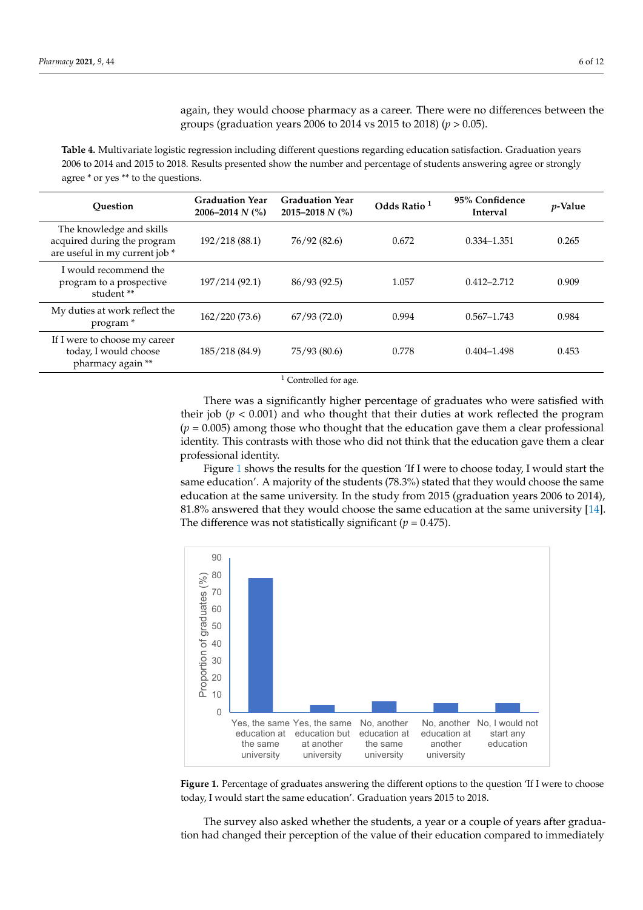again, they would choose pharmacy as a career. There were no differences between the groups (graduation years 2006 to 2014 vs 2015 to 2018) ($p > 0.05$).

**Table 4.** Multivariate logistic regression including different questions regarding education satisfaction. Graduation years 2006 to 2014 and 2015 to 2018. Results presented show the number and percentage of students answering agree or strongly agree * or yes ** to the questions.

| Question | Graduation Year 2006–2014 *N* (%) | Graduation Year 2015–2018 *N* (%) | Odds Ratio [1] | 95% Confidence Interval | *p*-Value |
|---|---|---|---|---|---|
| The knowledge and skills acquired during the program are useful in my current job * | 192/218 (88.1) | 76/92 (82.6) | 0.672 | 0.334–1.351 | 0.265 |
| I would recommend the program to a prospective student ** | 197/214 (92.1) | 86/93 (92.5) | 1.057 | 0.412–2.712 | 0.909 |
| My duties at work reflect the program * | 162/220 (73.6) | 67/93 (72.0) | 0.994 | 0.567–1.743 | 0.984 |
| If I were to choose my career today, I would choose pharmacy again ** | 185/218 (84.9) | 75/93 (80.6) | 0.778 | 0.404–1.498 | 0.453 |

[1] Controlled for age.

There was a significantly higher percentage of graduates who were satisfied with their job ($p < 0.001$) and who thought that their duties at work reflected the program ($p = 0.005$) among those who thought that the education gave them a clear professional identity. This contrasts with those who did not think that the education gave them a clear professional identity.

Figure 1 shows the results for the question 'If I were to choose today, I would start the same education'. A majority of the students (78.3%) stated that they would choose the same education at the same university. In the study from 2015 (graduation years 2006 to 2014), 81.8% answered that they would choose the same education at the same university [14]. The difference was not statistically significant ($p = 0.475$).

**Figure 1.** Percentage of graduates answering the different options to the question 'If I were to choose today, I would start the same education'. Graduation years 2015 to 2018.

The survey also asked whether the students, a year or a couple of years after graduation had changed their perception of the value of their education compared to immediately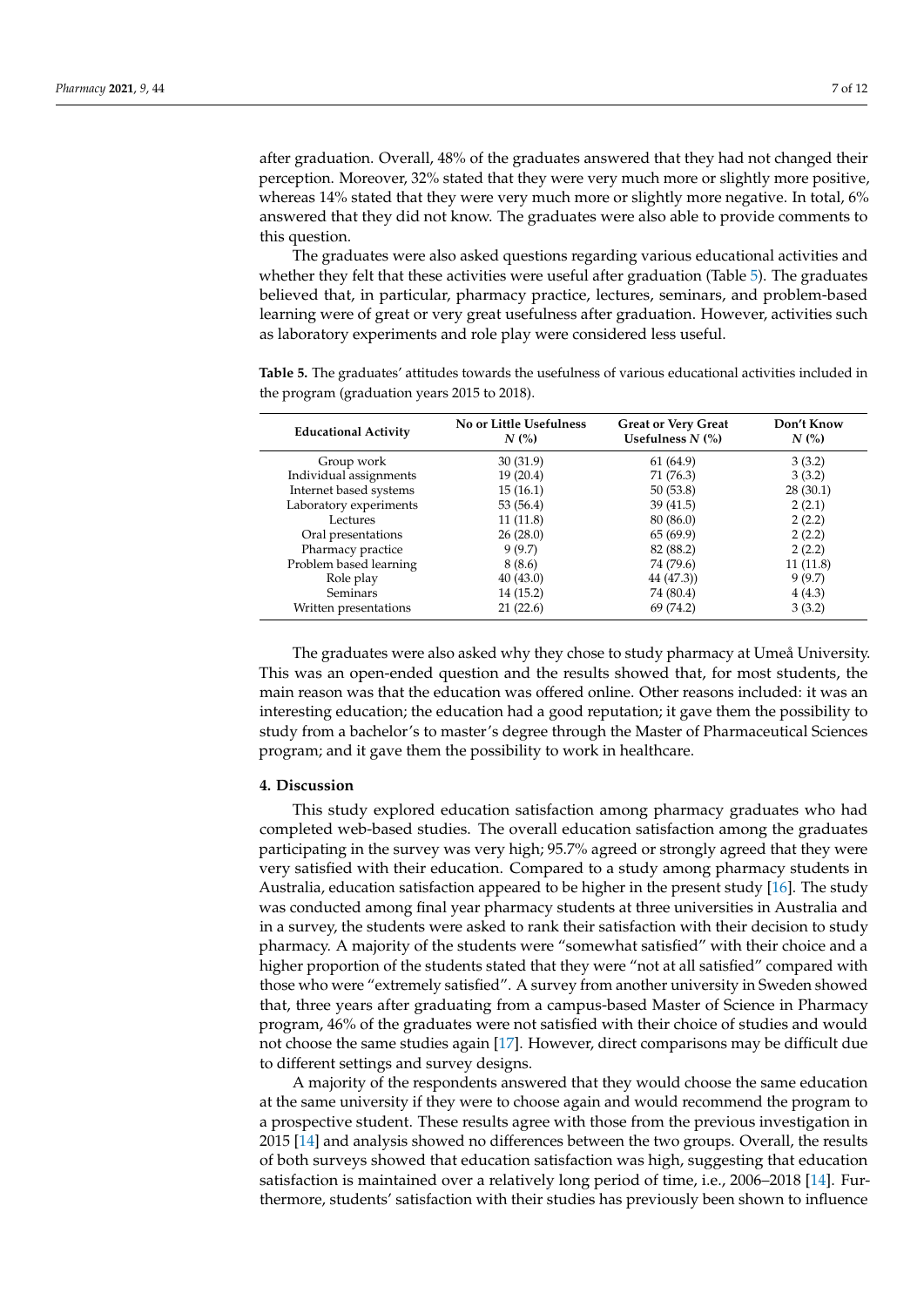after graduation. Overall, 48% of the graduates answered that they had not changed their perception. Moreover, 32% stated that they were very much more or slightly more positive, whereas 14% stated that they were very much more or slightly more negative. In total, 6% answered that they did not know. The graduates were also able to provide comments to this question.

The graduates were also asked questions regarding various educational activities and whether they felt that these activities were useful after graduation (Table 5). The graduates believed that, in particular, pharmacy practice, lectures, seminars, and problem-based learning were of great or very great usefulness after graduation. However, activities such as laboratory experiments and role play were considered less useful.

**Table 5.** The graduates' attitudes towards the usefulness of various educational activities included in the program (graduation years 2015 to 2018).

| Educational Activity | No or Little Usefulness *N* (%) | Great or Very Great Usefulness *N* (%) | Don't Know *N* (%) |
| --- | --- | --- | --- |
| Group work | 30 (31.9) | 61 (64.9) | 3 (3.2) |
| Individual assignments | 19 (20.4) | 71 (76.3) | 3 (3.2) |
| Internet based systems | 15 (16.1) | 50 (53.8) | 28 (30.1) |
| Laboratory experiments | 53 (56.4) | 39 (41.5) | 2 (2.1) |
| Lectures | 11 (11.8) | 80 (86.0) | 2 (2.2) |
| Oral presentations | 26 (28.0) | 65 (69.9) | 2 (2.2) |
| Pharmacy practice | 9 (9.7) | 82 (88.2) | 2 (2.2) |
| Problem based learning | 8 (8.6) | 74 (79.6) | 11 (11.8) |
| Role play | 40 (43.0) | 44 (47.3)) | 9 (9.7) |
| Seminars | 14 (15.2) | 74 (80.4) | 4 (4.3) |
| Written presentations | 21 (22.6) | 69 (74.2) | 3 (3.2) |

The graduates were also asked why they chose to study pharmacy at Umeå University. This was an open-ended question and the results showed that, for most students, the main reason was that the education was offered online. Other reasons included: it was an interesting education; the education had a good reputation; it gave them the possibility to study from a bachelor's to master's degree through the Master of Pharmaceutical Sciences program; and it gave them the possibility to work in healthcare.

## 4. Discussion

This study explored education satisfaction among pharmacy graduates who had completed web-based studies. The overall education satisfaction among the graduates participating in the survey was very high; 95.7% agreed or strongly agreed that they were very satisfied with their education. Compared to a study among pharmacy students in Australia, education satisfaction appeared to be higher in the present study [16]. The study was conducted among final year pharmacy students at three universities in Australia and in a survey, the students were asked to rank their satisfaction with their decision to study pharmacy. A majority of the students were "somewhat satisfied" with their choice and a higher proportion of the students stated that they were "not at all satisfied" compared with those who were "extremely satisfied". A survey from another university in Sweden showed that, three years after graduating from a campus-based Master of Science in Pharmacy program, 46% of the graduates were not satisfied with their choice of studies and would not choose the same studies again [17]. However, direct comparisons may be difficult due to different settings and survey designs.

A majority of the respondents answered that they would choose the same education at the same university if they were to choose again and would recommend the program to a prospective student. These results agree with those from the previous investigation in 2015 [14] and analysis showed no differences between the two groups. Overall, the results of both surveys showed that education satisfaction was high, suggesting that education satisfaction is maintained over a relatively long period of time, i.e., 2006–2018 [14]. Furthermore, students' satisfaction with their studies has previously been shown to influence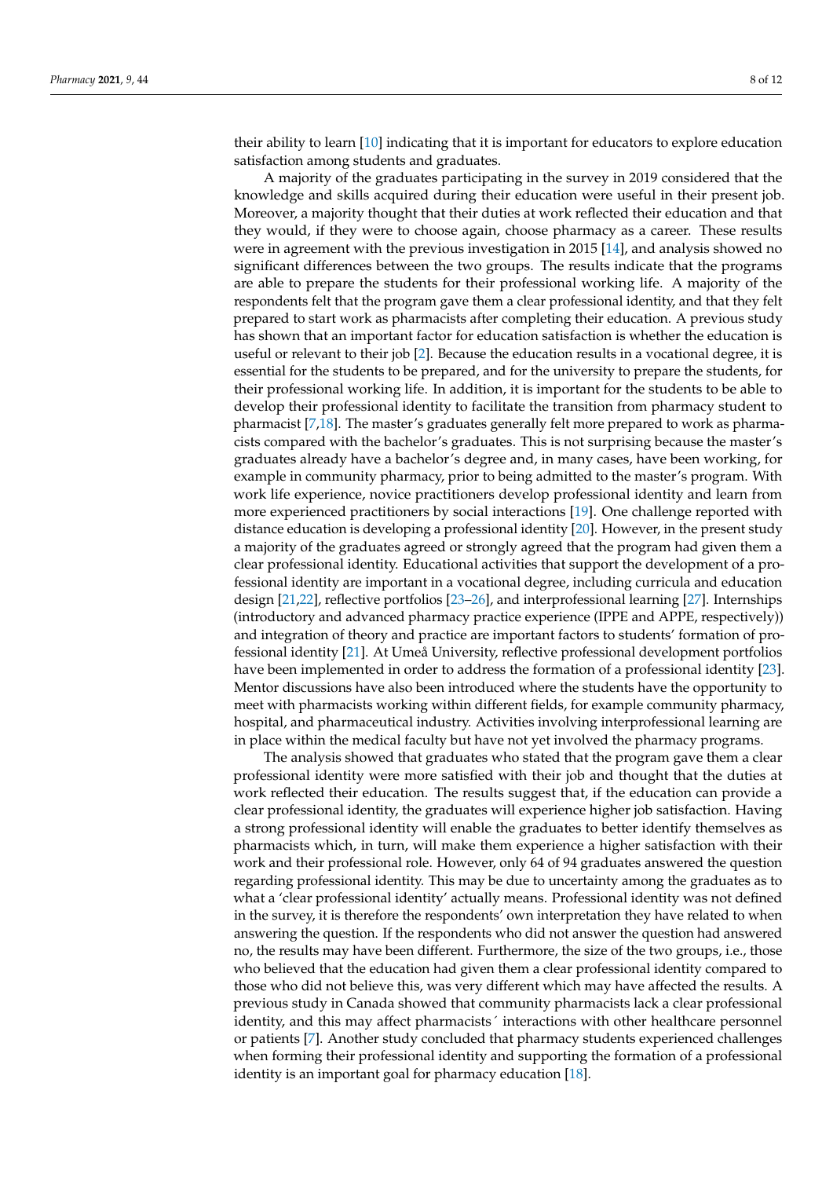their ability to learn [10] indicating that it is important for educators to explore education satisfaction among students and graduates.

A majority of the graduates participating in the survey in 2019 considered that the knowledge and skills acquired during their education were useful in their present job. Moreover, a majority thought that their duties at work reflected their education and that they would, if they were to choose again, choose pharmacy as a career. These results were in agreement with the previous investigation in 2015 [14], and analysis showed no significant differences between the two groups. The results indicate that the programs are able to prepare the students for their professional working life. A majority of the respondents felt that the program gave them a clear professional identity, and that they felt prepared to start work as pharmacists after completing their education. A previous study has shown that an important factor for education satisfaction is whether the education is useful or relevant to their job [2]. Because the education results in a vocational degree, it is essential for the students to be prepared, and for the university to prepare the students, for their professional working life. In addition, it is important for the students to be able to develop their professional identity to facilitate the transition from pharmacy student to pharmacist [7,18]. The master's graduates generally felt more prepared to work as pharmacists compared with the bachelor's graduates. This is not surprising because the master's graduates already have a bachelor's degree and, in many cases, have been working, for example in community pharmacy, prior to being admitted to the master's program. With work life experience, novice practitioners develop professional identity and learn from more experienced practitioners by social interactions [19]. One challenge reported with distance education is developing a professional identity [20]. However, in the present study a majority of the graduates agreed or strongly agreed that the program had given them a clear professional identity. Educational activities that support the development of a professional identity are important in a vocational degree, including curricula and education design [21,22], reflective portfolios [23–26], and interprofessional learning [27]. Internships (introductory and advanced pharmacy practice experience (IPPE and APPE, respectively)) and integration of theory and practice are important factors to students' formation of professional identity [21]. At Umeå University, reflective professional development portfolios have been implemented in order to address the formation of a professional identity [23]. Mentor discussions have also been introduced where the students have the opportunity to meet with pharmacists working within different fields, for example community pharmacy, hospital, and pharmaceutical industry. Activities involving interprofessional learning are in place within the medical faculty but have not yet involved the pharmacy programs.

The analysis showed that graduates who stated that the program gave them a clear professional identity were more satisfied with their job and thought that the duties at work reflected their education. The results suggest that, if the education can provide a clear professional identity, the graduates will experience higher job satisfaction. Having a strong professional identity will enable the graduates to better identify themselves as pharmacists which, in turn, will make them experience a higher satisfaction with their work and their professional role. However, only 64 of 94 graduates answered the question regarding professional identity. This may be due to uncertainty among the graduates as to what a 'clear professional identity' actually means. Professional identity was not defined in the survey, it is therefore the respondents' own interpretation they have related to when answering the question. If the respondents who did not answer the question had answered no, the results may have been different. Furthermore, the size of the two groups, i.e., those who believed that the education had given them a clear professional identity compared to those who did not believe this, was very different which may have affected the results. A previous study in Canada showed that community pharmacists lack a clear professional identity, and this may affect pharmacists´ interactions with other healthcare personnel or patients [7]. Another study concluded that pharmacy students experienced challenges when forming their professional identity and supporting the formation of a professional identity is an important goal for pharmacy education [18].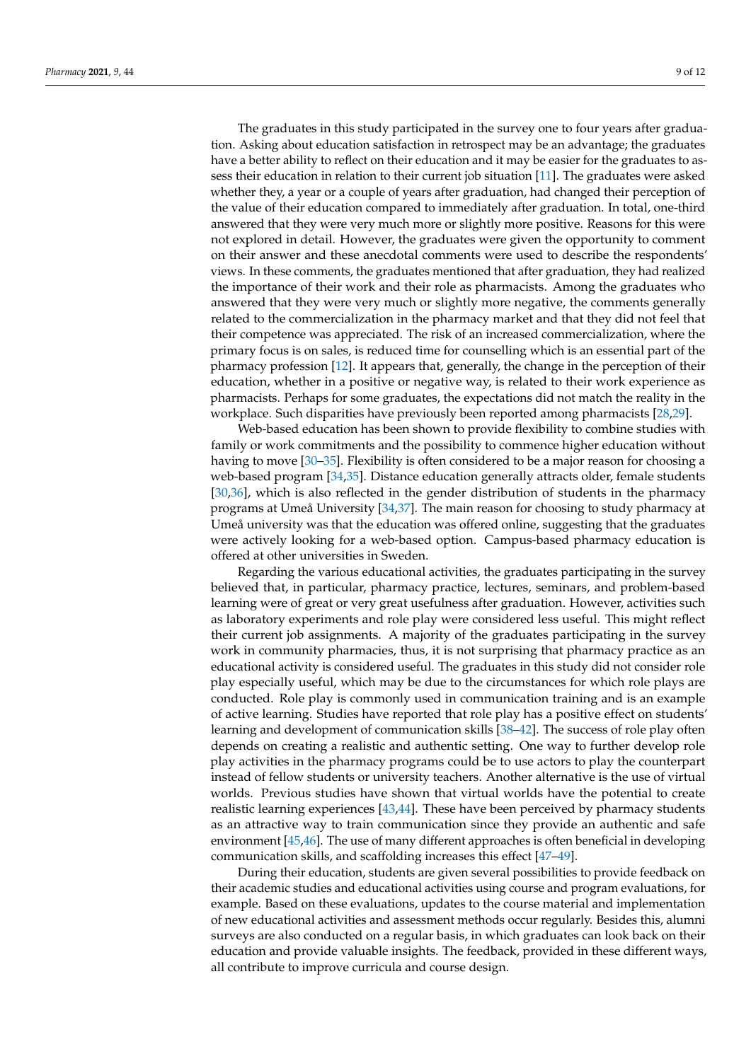The graduates in this study participated in the survey one to four years after graduation. Asking about education satisfaction in retrospect may be an advantage; the graduates have a better ability to reflect on their education and it may be easier for the graduates to assess their education in relation to their current job situation [11]. The graduates were asked whether they, a year or a couple of years after graduation, had changed their perception of the value of their education compared to immediately after graduation. In total, one-third answered that they were very much more or slightly more positive. Reasons for this were not explored in detail. However, the graduates were given the opportunity to comment on their answer and these anecdotal comments were used to describe the respondents' views. In these comments, the graduates mentioned that after graduation, they had realized the importance of their work and their role as pharmacists. Among the graduates who answered that they were very much or slightly more negative, the comments generally related to the commercialization in the pharmacy market and that they did not feel that their competence was appreciated. The risk of an increased commercialization, where the primary focus is on sales, is reduced time for counselling which is an essential part of the pharmacy profession [12]. It appears that, generally, the change in the perception of their education, whether in a positive or negative way, is related to their work experience as pharmacists. Perhaps for some graduates, the expectations did not match the reality in the workplace. Such disparities have previously been reported among pharmacists [28,29].

Web-based education has been shown to provide flexibility to combine studies with family or work commitments and the possibility to commence higher education without having to move [30–35]. Flexibility is often considered to be a major reason for choosing a web-based program [34,35]. Distance education generally attracts older, female students [30,36], which is also reflected in the gender distribution of students in the pharmacy programs at Umeå University [34,37]. The main reason for choosing to study pharmacy at Umeå university was that the education was offered online, suggesting that the graduates were actively looking for a web-based option. Campus-based pharmacy education is offered at other universities in Sweden.

Regarding the various educational activities, the graduates participating in the survey believed that, in particular, pharmacy practice, lectures, seminars, and problem-based learning were of great or very great usefulness after graduation. However, activities such as laboratory experiments and role play were considered less useful. This might reflect their current job assignments. A majority of the graduates participating in the survey work in community pharmacies, thus, it is not surprising that pharmacy practice as an educational activity is considered useful. The graduates in this study did not consider role play especially useful, which may be due to the circumstances for which role plays are conducted. Role play is commonly used in communication training and is an example of active learning. Studies have reported that role play has a positive effect on students' learning and development of communication skills [38–42]. The success of role play often depends on creating a realistic and authentic setting. One way to further develop role play activities in the pharmacy programs could be to use actors to play the counterpart instead of fellow students or university teachers. Another alternative is the use of virtual worlds. Previous studies have shown that virtual worlds have the potential to create realistic learning experiences [43,44]. These have been perceived by pharmacy students as an attractive way to train communication since they provide an authentic and safe environment [45,46]. The use of many different approaches is often beneficial in developing communication skills, and scaffolding increases this effect [47–49].

During their education, students are given several possibilities to provide feedback on their academic studies and educational activities using course and program evaluations, for example. Based on these evaluations, updates to the course material and implementation of new educational activities and assessment methods occur regularly. Besides this, alumni surveys are also conducted on a regular basis, in which graduates can look back on their education and provide valuable insights. The feedback, provided in these different ways, all contribute to improve curricula and course design.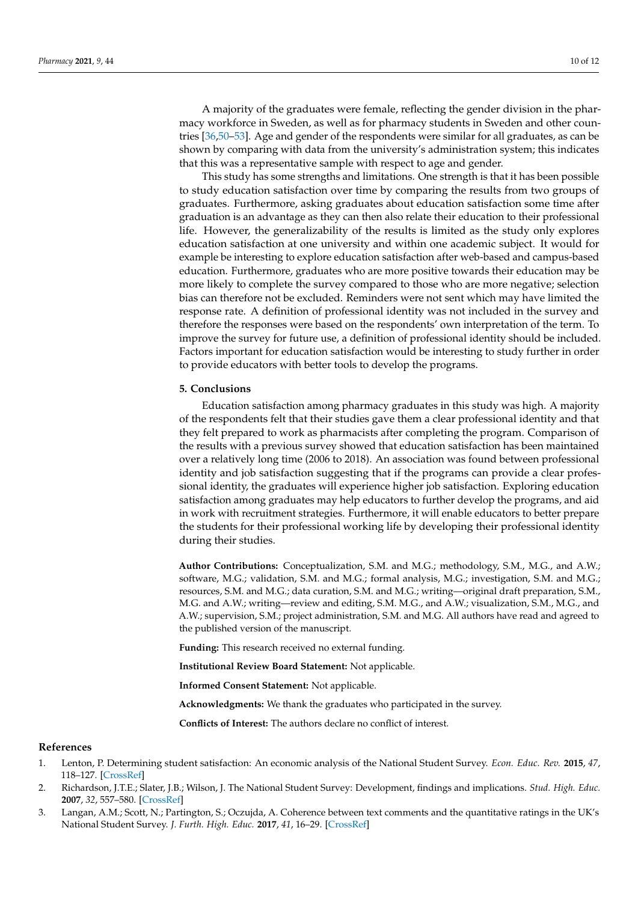A majority of the graduates were female, reflecting the gender division in the pharmacy workforce in Sweden, as well as for pharmacy students in Sweden and other countries [36,50–53]. Age and gender of the respondents were similar for all graduates, as can be shown by comparing with data from the university's administration system; this indicates that this was a representative sample with respect to age and gender.

This study has some strengths and limitations. One strength is that it has been possible to study education satisfaction over time by comparing the results from two groups of graduates. Furthermore, asking graduates about education satisfaction some time after graduation is an advantage as they can then also relate their education to their professional life. However, the generalizability of the results is limited as the study only explores education satisfaction at one university and within one academic subject. It would for example be interesting to explore education satisfaction after web-based and campus-based education. Furthermore, graduates who are more positive towards their education may be more likely to complete the survey compared to those who are more negative; selection bias can therefore not be excluded. Reminders were not sent which may have limited the response rate. A definition of professional identity was not included in the survey and therefore the responses were based on the respondents' own interpretation of the term. To improve the survey for future use, a definition of professional identity should be included. Factors important for education satisfaction would be interesting to study further in order to provide educators with better tools to develop the programs.

## 5. Conclusions

Education satisfaction among pharmacy graduates in this study was high. A majority of the respondents felt that their studies gave them a clear professional identity and that they felt prepared to work as pharmacists after completing the program. Comparison of the results with a previous survey showed that education satisfaction has been maintained over a relatively long time (2006 to 2018). An association was found between professional identity and job satisfaction suggesting that if the programs can provide a clear professional identity, the graduates will experience higher job satisfaction. Exploring education satisfaction among graduates may help educators to further develop the programs, and aid in work with recruitment strategies. Furthermore, it will enable educators to better prepare the students for their professional working life by developing their professional identity during their studies.

**Author Contributions:** Conceptualization, S.M. and M.G.; methodology, S.M., M.G., and A.W.; software, M.G.; validation, S.M. and M.G.; formal analysis, M.G.; investigation, S.M. and M.G.; resources, S.M. and M.G.; data curation, S.M. and M.G.; writing—original draft preparation, S.M., M.G. and A.W.; writing—review and editing, S.M. M.G., and A.W.; visualization, S.M., M.G., and A.W.; supervision, S.M.; project administration, S.M. and M.G. All authors have read and agreed to the published version of the manuscript.

**Funding:** This research received no external funding.

**Institutional Review Board Statement:** Not applicable.

**Informed Consent Statement:** Not applicable.

**Acknowledgments:** We thank the graduates who participated in the survey.

**Conflicts of Interest:** The authors declare no conflict of interest.

## References

1. Lenton, P. Determining student satisfaction: An economic analysis of the National Student Survey. *Econ. Educ. Rev.* **2015**, *47*, 118–127. [CrossRef]
2. Richardson, J.T.E.; Slater, J.B.; Wilson, J. The National Student Survey: Development, findings and implications. *Stud. High. Educ.* **2007**, *32*, 557–580. [CrossRef]
3. Langan, A.M.; Scott, N.; Partington, S.; Oczujda, A. Coherence between text comments and the quantitative ratings in the UK's National Student Survey. *J. Furth. High. Educ.* **2017**, *41*, 16–29. [CrossRef]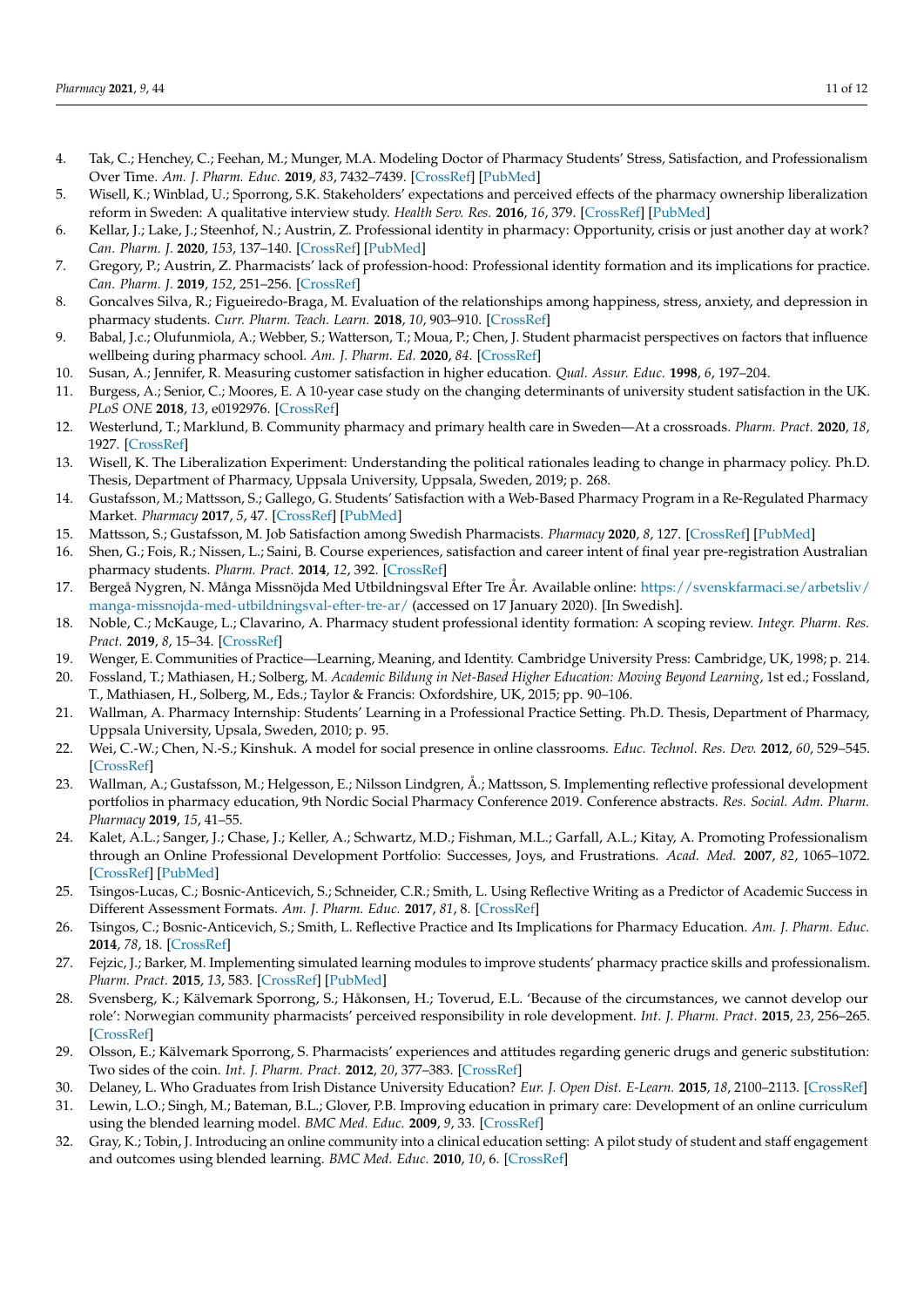4. Tak, C.; Henchey, C.; Feehan, M.; Munger, M.A. Modeling Doctor of Pharmacy Students' Stress, Satisfaction, and Professionalism Over Time. *Am. J. Pharm. Educ.* **2019**, *83*, 7432–7439. [CrossRef] [PubMed]
5. Wisell, K.; Winblad, U.; Sporrong, S.K. Stakeholders' expectations and perceived effects of the pharmacy ownership liberalization reform in Sweden: A qualitative interview study. *Health Serv. Res.* **2016**, *16*, 379. [CrossRef] [PubMed]
6. Kellar, J.; Lake, J.; Steenhof, N.; Austrin, Z. Professional identity in pharmacy: Opportunity, crisis or just another day at work? *Can. Pharm. J.* **2020**, *153*, 137–140. [CrossRef] [PubMed]
7. Gregory, P.; Austrin, Z. Pharmacists' lack of profession-hood: Professional identity formation and its implications for practice. *Can. Pharm. J.* **2019**, *152*, 251–256. [CrossRef]
8. Goncalves Silva, R.; Figueiredo-Braga, M. Evaluation of the relationships among happiness, stress, anxiety, and depression in pharmacy students. *Curr. Pharm. Teach. Learn.* **2018**, *10*, 903–910. [CrossRef]
9. Babal, J.c.; Olufunmiola, A.; Webber, S.; Watterson, T.; Moua, P.; Chen, J. Student pharmacist perspectives on factors that influence wellbeing during pharmacy school. *Am. J. Pharm. Ed.* **2020**, *84*. [CrossRef]
10. Susan, A.; Jennifer, R. Measuring customer satisfaction in higher education. *Qual. Assur. Educ.* **1998**, *6*, 197–204.
11. Burgess, A.; Senior, C.; Moores, E. A 10-year case study on the changing determinants of university student satisfaction in the UK. *PLoS ONE* **2018**, *13*, e0192976. [CrossRef]
12. Westerlund, T.; Marklund, B. Community pharmacy and primary health care in Sweden—At a crossroads. *Pharm. Pract.* **2020**, *18*, 1927. [CrossRef]
13. Wisell, K. The Liberalization Experiment: Understanding the political rationales leading to change in pharmacy policy. Ph.D. Thesis, Department of Pharmacy, Uppsala University, Uppsala, Sweden, 2019; p. 268.
14. Gustafsson, M.; Mattsson, S.; Gallego, G. Students' Satisfaction with a Web-Based Pharmacy Program in a Re-Regulated Pharmacy Market. *Pharmacy* **2017**, *5*, 47. [CrossRef] [PubMed]
15. Mattsson, S.; Gustafsson, M. Job Satisfaction among Swedish Pharmacists. *Pharmacy* **2020**, *8*, 127. [CrossRef] [PubMed]
16. Shen, G.; Fois, R.; Nissen, L.; Saini, B. Course experiences, satisfaction and career intent of final year pre-registration Australian pharmacy students. *Pharm. Pract.* **2014**, *12*, 392. [CrossRef]
17. Bergeå Nygren, N. Många Missnöjda Med Utbildningsval Efter Tre År. Available online: https://svenskfarmaci.se/arbetsliv/manga-missnojda-med-utbildningsval-efter-tre-ar/ (accessed on 17 January 2020). [In Swedish].
18. Noble, C.; McKauge, L.; Clavarino, A. Pharmacy student professional identity formation: A scoping review. *Integr. Pharm. Res. Pract.* **2019**, *8*, 15–34. [CrossRef]
19. Wenger, E. Communities of Practice—Learning, Meaning, and Identity. Cambridge University Press: Cambridge, UK, 1998; p. 214.
20. Fossland, T.; Mathiasen, H.; Solberg, M. *Academic Bildung in Net-Based Higher Education: Moving Beyond Learning*, 1st ed.; Fossland, T., Mathiasen, H., Solberg, M., Eds.; Taylor & Francis: Oxfordshire, UK, 2015; pp. 90–106.
21. Wallman, A. Pharmacy Internship: Students' Learning in a Professional Practice Setting. Ph.D. Thesis, Department of Pharmacy, Uppsala University, Upsala, Sweden, 2010; p. 95.
22. Wei, C.-W.; Chen, N.-S.; Kinshuk. A model for social presence in online classrooms. *Educ. Technol. Res. Dev.* **2012**, *60*, 529–545. [CrossRef]
23. Wallman, A.; Gustafsson, M.; Helgesson, E.; Nilsson Lindgren, Å.; Mattsson, S. Implementing reflective professional development portfolios in pharmacy education, 9th Nordic Social Pharmacy Conference 2019. Conference abstracts. *Res. Social. Adm. Pharm. Pharmacy* **2019**, *15*, 41–55.
24. Kalet, A.L.; Sanger, J.; Chase, J.; Keller, A.; Schwartz, M.D.; Fishman, M.L.; Garfall, A.L.; Kitay, A. Promoting Professionalism through an Online Professional Development Portfolio: Successes, Joys, and Frustrations. *Acad. Med.* **2007**, *82*, 1065–1072. [CrossRef] [PubMed]
25. Tsingos-Lucas, C.; Bosnic-Anticevich, S.; Schneider, C.R.; Smith, L. Using Reflective Writing as a Predictor of Academic Success in Different Assessment Formats. *Am. J. Pharm. Educ.* **2017**, *81*, 8. [CrossRef]
26. Tsingos, C.; Bosnic-Anticevich, S.; Smith, L. Reflective Practice and Its Implications for Pharmacy Education. *Am. J. Pharm. Educ.* **2014**, *78*, 18. [CrossRef]
27. Fejzic, J.; Barker, M. Implementing simulated learning modules to improve students' pharmacy practice skills and professionalism. *Pharm. Pract.* **2015**, *13*, 583. [CrossRef] [PubMed]
28. Svensberg, K.; Kälvemark Sporrong, S.; Håkonsen, H.; Toverud, E.L. 'Because of the circumstances, we cannot develop our role': Norwegian community pharmacists' perceived responsibility in role development. *Int. J. Pharm. Pract.* **2015**, *23*, 256–265. [CrossRef]
29. Olsson, E.; Kälvemark Sporrong, S. Pharmacists' experiences and attitudes regarding generic drugs and generic substitution: Two sides of the coin. *Int. J. Pharm. Pract.* **2012**, *20*, 377–383. [CrossRef]
30. Delaney, L. Who Graduates from Irish Distance University Education? *Eur. J. Open Dist. E-Learn.* **2015**, *18*, 2100–2113. [CrossRef]
31. Lewin, L.O.; Singh, M.; Bateman, B.L.; Glover, P.B. Improving education in primary care: Development of an online curriculum using the blended learning model. *BMC Med. Educ.* **2009**, *9*, 33. [CrossRef]
32. Gray, K.; Tobin, J. Introducing an online community into a clinical education setting: A pilot study of student and staff engagement and outcomes using blended learning. *BMC Med. Educ.* **2010**, *10*, 6. [CrossRef]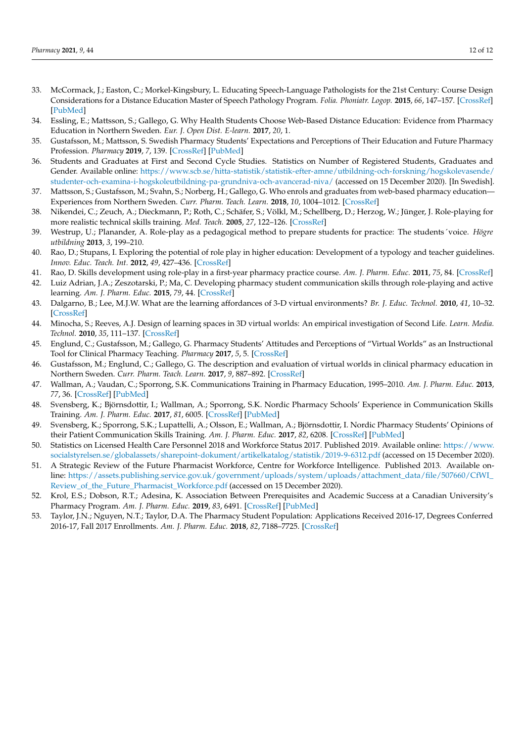33. McCormack, J.; Easton, C.; Morkel-Kingsbury, L. Educating Speech-Language Pathologists for the 21st Century: Course Design Considerations for a Distance Education Master of Speech Pathology Program. *Folia. Phoniatr. Logop.* **2015**, *66*, 147–157. [CrossRef] [PubMed]
34. Essling, E.; Mattsson, S.; Gallego, G. Why Health Students Choose Web-Based Distance Education: Evidence from Pharmacy Education in Northern Sweden. *Eur. J. Open Dist. E-learn.* **2017**, *20*, 1.
35. Gustafsson, M.; Mattsson, S. Swedish Pharmacy Students' Expectations and Perceptions of Their Education and Future Pharmacy Profession. *Pharmacy* **2019**, *7*, 139. [CrossRef] [PubMed]
36. Students and Graduates at First and Second Cycle Studies. Statistics on Number of Registered Students, Graduates and Gender. Available online: https://www.scb.se/hitta-statistik/statistik-efter-amne/utbildning-och-forskning/hogskolevasende/studenter-och-examina-i-hogskoleutbildning-pa-grundniva-och-avancerad-niva/ (accessed on 15 December 2020). [In Swedish].
37. Mattsson, S.; Gustafsson, M.; Svahn, S.; Norberg, H.; Gallego, G. Who enrols and graduates from web-based pharmacy education—Experiences from Northern Sweden. *Curr. Pharm. Teach. Learn.* **2018**, *10*, 1004–1012. [CrossRef]
38. Nikendei, C.; Zeuch, A.; Dieckmann, P.; Roth, C.; Schäfer, S.; Völkl, M.; Schellberg, D.; Herzog, W.; Jünger, J. Role-playing for more realistic technical skills training. *Med. Teach.* **2005**, *27*, 122–126. [CrossRef]
39. Westrup, U.; Planander, A. Role-play as a pedagogical method to prepare students for practice: The students´voice. *Högre utbildning* **2013**, *3*, 199–210.
40. Rao, D.; Stupans, I. Exploring the potential of role play in higher education: Development of a typology and teacher guidelines. *Innov. Educ. Teach. Int.* **2012**, *49*, 427–436. [CrossRef]
41. Rao, D. Skills development using role-play in a first-year pharmacy practice course. *Am. J. Pharm. Educ.* **2011**, *75*, 84. [CrossRef]
42. Luiz Adrian, J.A.; Zeszotarski, P.; Ma, C. Developing pharmacy student communication skills through role-playing and active learning. *Am. J. Pharm. Educ.* **2015**, *79*, 44. [CrossRef]
43. Dalgarno, B.; Lee, M.J.W. What are the learning affordances of 3-D virtual environments? *Br. J. Educ. Technol.* **2010**, *41*, 10–32. [CrossRef]
44. Minocha, S.; Reeves, A.J. Design of learning spaces in 3D virtual worlds: An empirical investigation of Second Life. *Learn. Media. Technol.* **2010**, *35*, 111–137. [CrossRef]
45. Englund, C.; Gustafsson, M.; Gallego, G. Pharmacy Students' Attitudes and Perceptions of "Virtual Worlds" as an Instructional Tool for Clinical Pharmacy Teaching. *Pharmacy* **2017**, *5*, 5. [CrossRef]
46. Gustafsson, M.; Englund, C.; Gallego, G. The description and evaluation of virtual worlds in clinical pharmacy education in Northern Sweden. *Curr. Pharm. Teach. Learn.* **2017**, *9*, 887–892. [CrossRef]
47. Wallman, A.; Vaudan, C.; Sporrong, S.K. Communications Training in Pharmacy Education, 1995–2010. *Am. J. Pharm. Educ.* **2013**, *77*, 36. [CrossRef] [PubMed]
48. Svensberg, K.; Björnsdottir, I.; Wallman, A.; Sporrong, S.K. Nordic Pharmacy Schools' Experience in Communication Skills Training. *Am. J. Pharm. Educ.* **2017**, *81*, 6005. [CrossRef] [PubMed]
49. Svensberg, K.; Sporrong, S.K.; Lupattelli, A.; Olsson, E.; Wallman, A.; Björnsdottir, I. Nordic Pharmacy Students' Opinions of their Patient Communication Skills Training. *Am. J. Pharm. Educ.* **2017**, *82*, 6208. [CrossRef] [PubMed]
50. Statistics on Licensed Health Care Personnel 2018 and Workforce Status 2017. Published 2019. Available online: https://www.socialstyrelsen.se/globalassets/sharepoint-dokument/artikelkatalog/statistik/2019-9-6312.pdf (accessed on 15 December 2020).
51. A Strategic Review of the Future Pharmacist Workforce, Centre for Workforce Intelligence. Published 2013. Available online: https://assets.publishing.service.gov.uk/government/uploads/system/uploads/attachment_data/file/507660/CfWI_Review_of_the_Future_Pharmacist_Workforce.pdf (accessed on 15 December 2020).
52. Krol, E.S.; Dobson, R.T.; Adesina, K. Association Between Prerequisites and Academic Success at a Canadian University's Pharmacy Program. *Am. J. Pharm. Educ.* **2019**, *83*, 6491. [CrossRef] [PubMed]
53. Taylor, J.N.; Nguyen, N.T.; Taylor, D.A. The Pharmacy Student Population: Applications Received 2016-17, Degrees Conferred 2016-17, Fall 2017 Enrollments. *Am. J. Pharm. Educ.* **2018**, *82*, 7188–7725. [CrossRef]